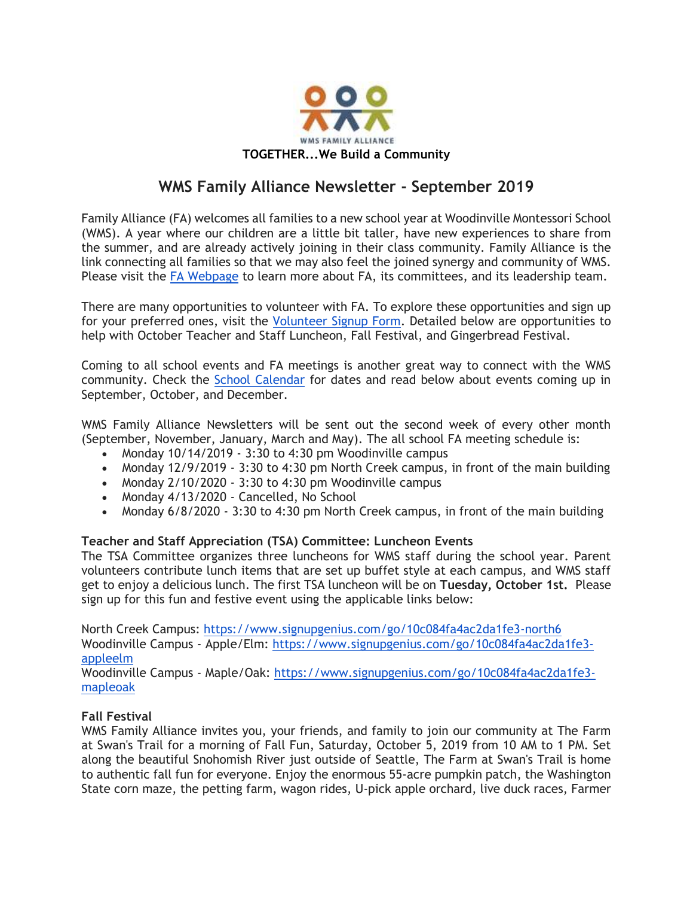WMS FAMILY ALLIANCE

**TOGETHER...We Build a Community**

# WMS Family Alliance Newsletter - September 2019

Family Alliance (FA) welcomes all families to a new school year at Woodinville Montessori School (WMS). A year where our children are a little bit taller, have new experiences to share from the summer, and are already actively joining in their class community. Family Alliance is the link connecting all families so that we may also feel the joined synergy and community of WMS. Please visit the FA Webpage to learn more about FA, its committees, and its leadership team.

There are many opportunities to volunteer with FA. To explore these opportunities and sign up for your preferred ones, visit the Volunteer Signup Form. Detailed below are opportunities to help with October Teacher and Staff Luncheon, Fall Festival, and Gingerbread Festival.

Coming to all school events and FA meetings is another great way to connect with the WMS community. Check the School Calendar for dates and read below about events coming up in September, October, and December.

WMS Family Alliance Newsletters will be sent out the second week of every other month (September, November, January, March and May). The all school FA meeting schedule is:

- Monday 10/14/2019 - 3:30 to 4:30 pm Woodinville campus
- Monday 12/9/2019 - 3:30 to 4:30 pm North Creek campus, in front of the main building
- Monday 2/10/2020 - 3:30 to 4:30 pm Woodinville campus
- Monday 4/13/2020 - Cancelled, No School
- Monday 6/8/2020 - 3:30 to 4:30 pm North Creek campus, in front of the main building

**Teacher and Staff Appreciation (TSA) Committee: Luncheon Events**

The TSA Committee organizes three luncheons for WMS staff during the school year. Parent volunteers contribute lunch items that are set up buffet style at each campus, and WMS staff get to enjoy a delicious lunch. The first TSA luncheon will be on **Tuesday, October 1st.** Please sign up for this fun and festive event using the applicable links below:

North Creek Campus: https://www.signupgenius.com/go/10c084fa4ac2da1fe3-north6
Woodinville Campus - Apple/Elm: https://www.signupgenius.com/go/10c084fa4ac2da1fe3-appleelm
Woodinville Campus - Maple/Oak: https://www.signupgenius.com/go/10c084fa4ac2da1fe3-mapleoak

**Fall Festival**

WMS Family Alliance invites you, your friends, and family to join our community at The Farm at Swan's Trail for a morning of Fall Fun, Saturday, October 5, 2019 from 10 AM to 1 PM. Set along the beautiful Snohomish River just outside of Seattle, The Farm at Swan's Trail is home to authentic fall fun for everyone. Enjoy the enormous 55-acre pumpkin patch, the Washington State corn maze, the petting farm, wagon rides, U-pick apple orchard, live duck races, Farmer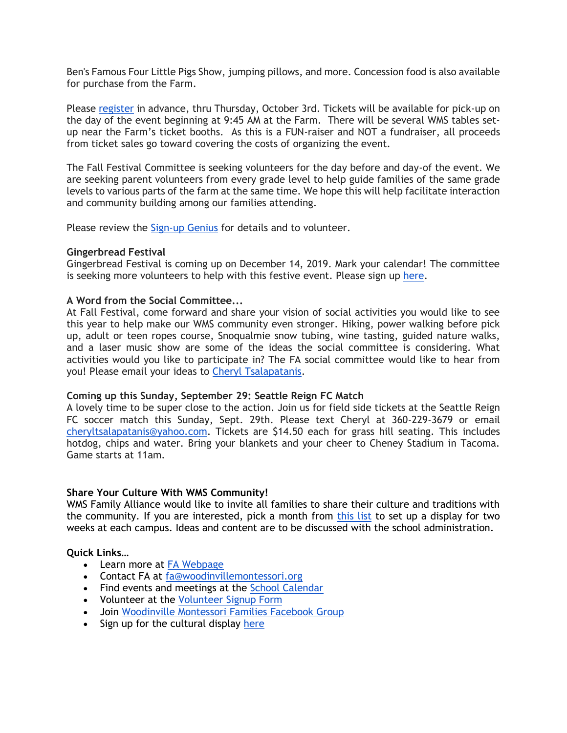Ben's Famous Four Little Pigs Show, jumping pillows, and more. Concession food is also available for purchase from the Farm.

Please register in advance, thru Thursday, October 3rd. Tickets will be available for pick-up on the day of the event beginning at 9:45 AM at the Farm. There will be several WMS tables set-up near the Farm's ticket booths. As this is a FUN-raiser and NOT a fundraiser, all proceeds from ticket sales go toward covering the costs of organizing the event.

The Fall Festival Committee is seeking volunteers for the day before and day-of the event. We are seeking parent volunteers from every grade level to help guide families of the same grade levels to various parts of the farm at the same time. We hope this will help facilitate interaction and community building among our families attending.

Please review the Sign-up Genius for details and to volunteer.

**Gingerbread Festival**
Gingerbread Festival is coming up on December 14, 2019. Mark your calendar! The committee is seeking more volunteers to help with this festive event. Please sign up here.

**A Word from the Social Committee...**
At Fall Festival, come forward and share your vision of social activities you would like to see this year to help make our WMS community even stronger. Hiking, power walking before pick up, adult or teen ropes course, Snoqualmie snow tubing, wine tasting, guided nature walks, and a laser music show are some of the ideas the social committee is considering. What activities would you like to participate in? The FA social committee would like to hear from you! Please email your ideas to Cheryl Tsalapatanis.

**Coming up this Sunday, September 29: Seattle Reign FC Match**
A lovely time to be super close to the action. Join us for field side tickets at the Seattle Reign FC soccer match this Sunday, Sept. 29th. Please text Cheryl at 360-229-3679 or email cheryltsalapatanis@yahoo.com. Tickets are $14.50 each for grass hill seating. This includes hotdog, chips and water. Bring your blankets and your cheer to Cheney Stadium in Tacoma. Game starts at 11am.

**Share Your Culture With WMS Community!**
WMS Family Alliance would like to invite all families to share their culture and traditions with the community. If you are interested, pick a month from this list to set up a display for two weeks at each campus. Ideas and content are to be discussed with the school administration.

**Quick Links…**

- Learn more at FA Webpage
- Contact FA at fa@woodinvillemontessori.org
- Find events and meetings at the School Calendar
- Volunteer at the Volunteer Signup Form
- Join Woodinville Montessori Families Facebook Group
- Sign up for the cultural display here